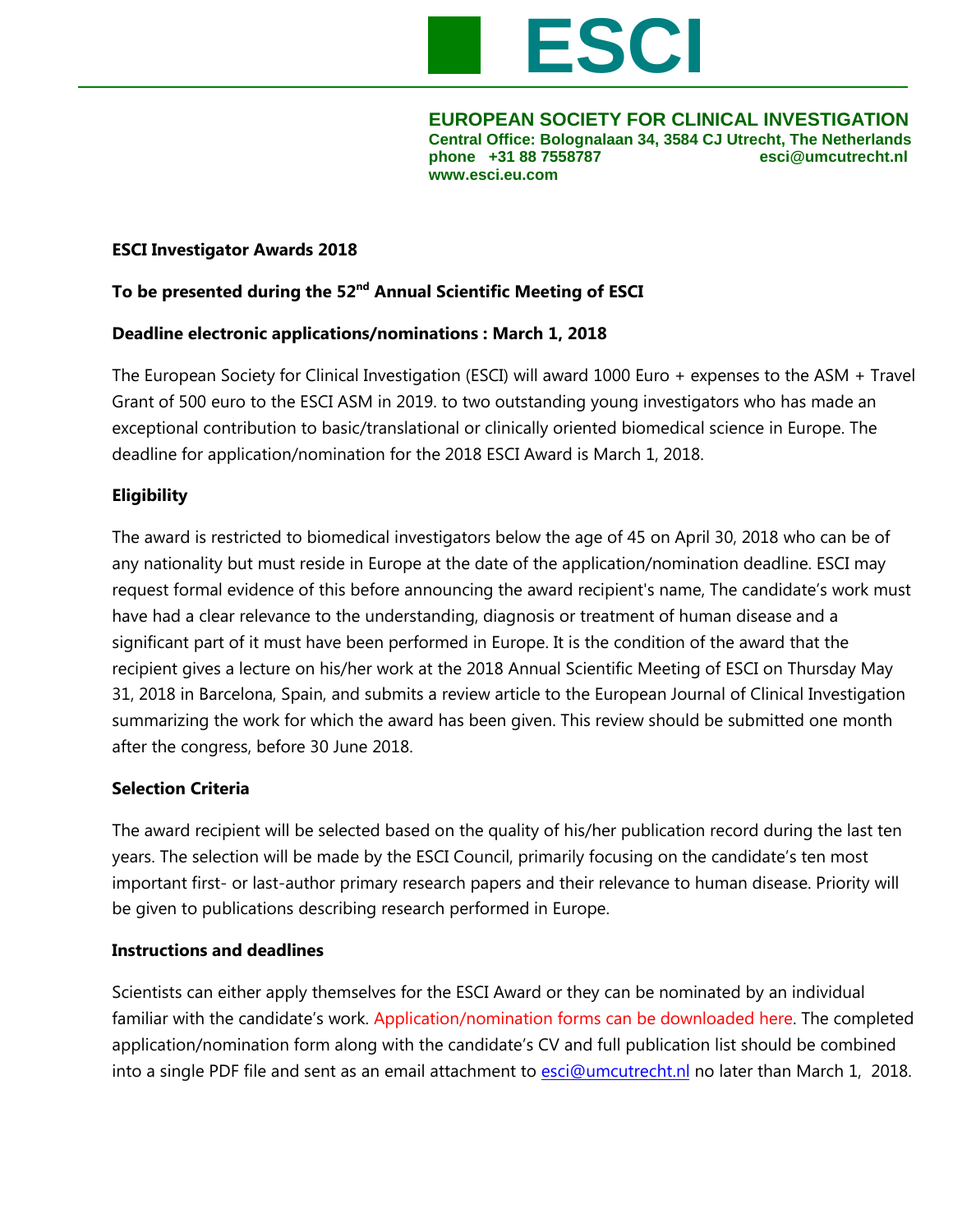# ESCI

**EUROPEAN SOCIETY FOR CLINICAL INVESTIGATION**
**Central Office: Bolognalaan 34, 3584 CJ Utrecht, The Netherlands**
**phone +31 88 7558787 esci@umcutrecht.nl**
**www.esci.eu.com**

**ESCI Investigator Awards 2018**

**To be presented during the 52nd Annual Scientific Meeting of ESCI**

**Deadline electronic applications/nominations : March 1, 2018**

The European Society for Clinical Investigation (ESCI) will award 1000 Euro + expenses to the ASM + Travel Grant of 500 euro to the ESCI ASM in 2019. to two outstanding young investigators who has made an exceptional contribution to basic/translational or clinically oriented biomedical science in Europe. The deadline for application/nomination for the 2018 ESCI Award is March 1, 2018.

**Eligibility**

The award is restricted to biomedical investigators below the age of 45 on April 30, 2018 who can be of any nationality but must reside in Europe at the date of the application/nomination deadline. ESCI may request formal evidence of this before announcing the award recipient's name, The candidate's work must have had a clear relevance to the understanding, diagnosis or treatment of human disease and a significant part of it must have been performed in Europe. It is the condition of the award that the recipient gives a lecture on his/her work at the 2018 Annual Scientific Meeting of ESCI on Thursday May 31, 2018 in Barcelona, Spain, and submits a review article to the European Journal of Clinical Investigation summarizing the work for which the award has been given. This review should be submitted one month after the congress, before 30 June 2018.

**Selection Criteria**

The award recipient will be selected based on the quality of his/her publication record during the last ten years. The selection will be made by the ESCI Council, primarily focusing on the candidate's ten most important first- or last-author primary research papers and their relevance to human disease. Priority will be given to publications describing research performed in Europe.

**Instructions and deadlines**

Scientists can either apply themselves for the ESCI Award or they can be nominated by an individual familiar with the candidate's work. Application/nomination forms can be downloaded here. The completed application/nomination form along with the candidate's CV and full publication list should be combined into a single PDF file and sent as an email attachment to esci@umcutrecht.nl no later than March 1, 2018.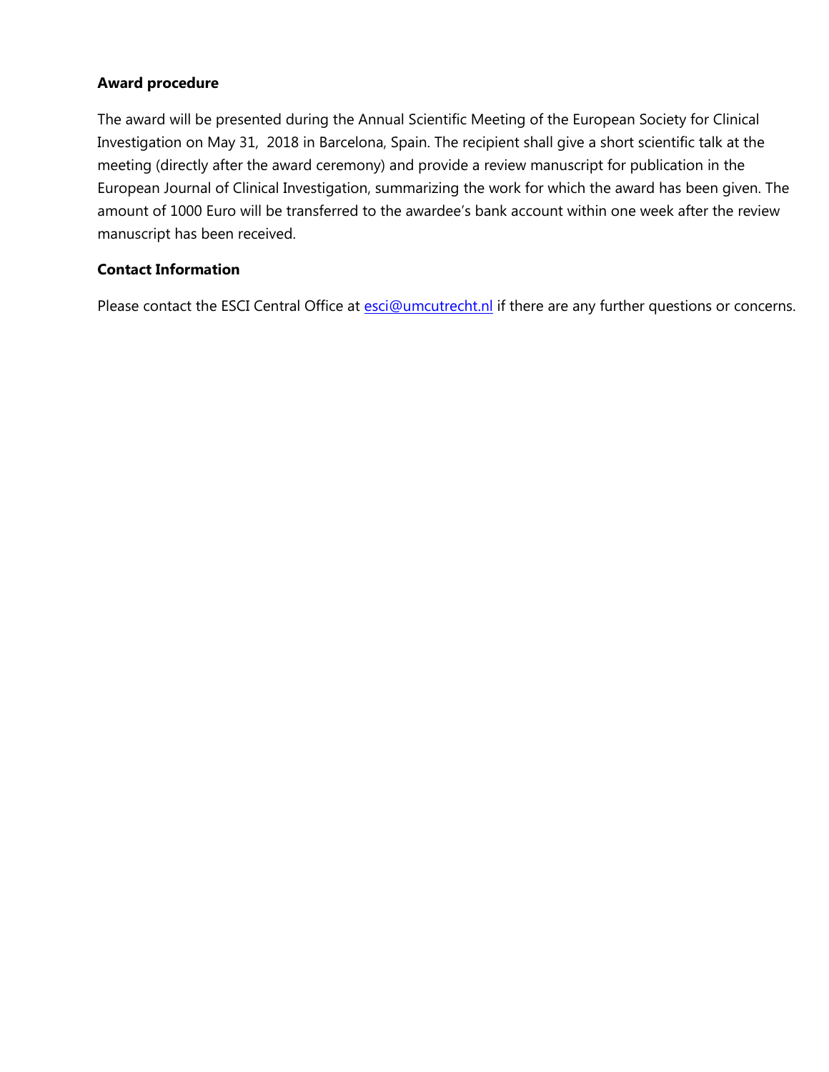**Award procedure**

The award will be presented during the Annual Scientific Meeting of the European Society for Clinical Investigation on May 31, 2018 in Barcelona, Spain. The recipient shall give a short scientific talk at the meeting (directly after the award ceremony) and provide a review manuscript for publication in the European Journal of Clinical Investigation, summarizing the work for which the award has been given. The amount of 1000 Euro will be transferred to the awardee's bank account within one week after the review manuscript has been received.

**Contact Information**

Please contact the ESCI Central Office at esci@umcutrecht.nl if there are any further questions or concerns.